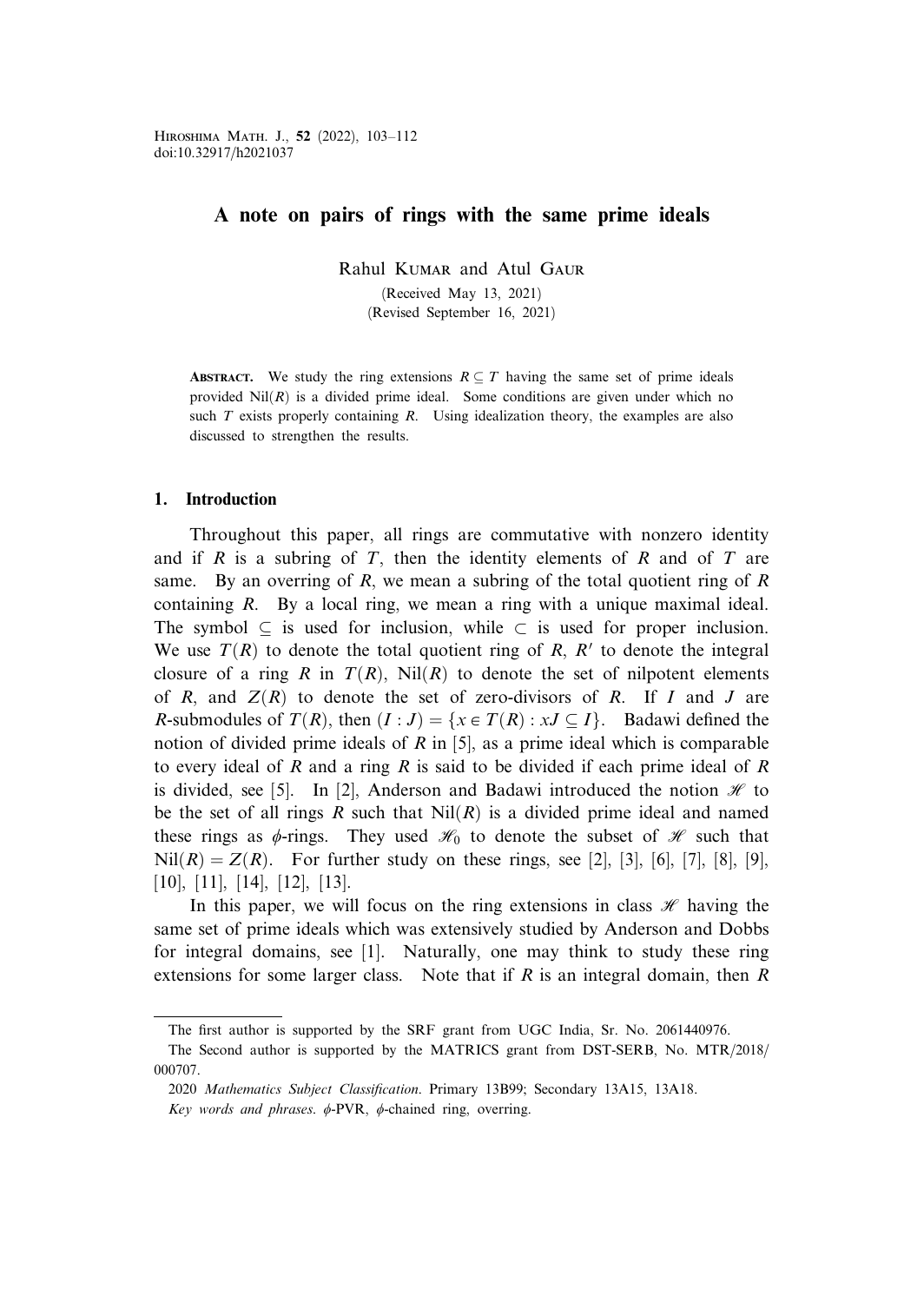# A note on pairs of rings with the same prime ideals

Rahul Kumar and Atul Gaur

(Received May 13, 2021)
(Revised September 16, 2021)

**Abstract.** We study the ring extensions $R \subseteq T$ having the same set of prime ideals provided $\mathrm{Nil}(R)$ is a divided prime ideal. Some conditions are given under which no such $T$ exists properly containing $R$. Using idealization theory, the examples are also discussed to strengthen the results.

## 1. Introduction

Throughout this paper, all rings are commutative with nonzero identity and if $R$ is a subring of $T$, then the identity elements of $R$ and of $T$ are same. By an overring of $R$, we mean a subring of the total quotient ring of $R$ containing $R$. By a local ring, we mean a ring with a unique maximal ideal. The symbol $\subseteq$ is used for inclusion, while $\subset$ is used for proper inclusion. We use $T(R)$ to denote the total quotient ring of $R$, $R'$ to denote the integral closure of a ring $R$ in $T(R)$, $\mathrm{Nil}(R)$ to denote the set of nilpotent elements of $R$, and $Z(R)$ to denote the set of zero-divisors of $R$. If $I$ and $J$ are $R$-submodules of $T(R)$, then $(I : J) = \{x \in T(R) : xJ \subseteq I\}$. Badawi defined the notion of divided prime ideals of $R$ in [5], as a prime ideal which is comparable to every ideal of $R$ and a ring $R$ is said to be divided if each prime ideal of $R$ is divided, see [5]. In [2], Anderson and Badawi introduced the notion $\mathscr{H}$ to be the set of all rings $R$ such that $\mathrm{Nil}(R)$ is a divided prime ideal and named these rings as $\phi$-rings. They used $\mathscr{H}_0$ to denote the subset of $\mathscr{H}$ such that $\mathrm{Nil}(R) = Z(R)$. For further study on these rings, see [2], [3], [6], [7], [8], [9], [10], [11], [14], [12], [13].

In this paper, we will focus on the ring extensions in class $\mathscr{H}$ having the same set of prime ideals which was extensively studied by Anderson and Dobbs for integral domains, see [1]. Naturally, one may think to study these ring extensions for some larger class. Note that if $R$ is an integral domain, then $R$

---

The first author is supported by the SRF grant from UGC India, Sr. No. 2061440976.

The Second author is supported by the MATRICS grant from DST-SERB, No. MTR/2018/000707.

2020 *Mathematics Subject Classification*. Primary 13B99; Secondary 13A15, 13A18.

*Key words and phrases*. $\phi$-PVR, $\phi$-chained ring, overring.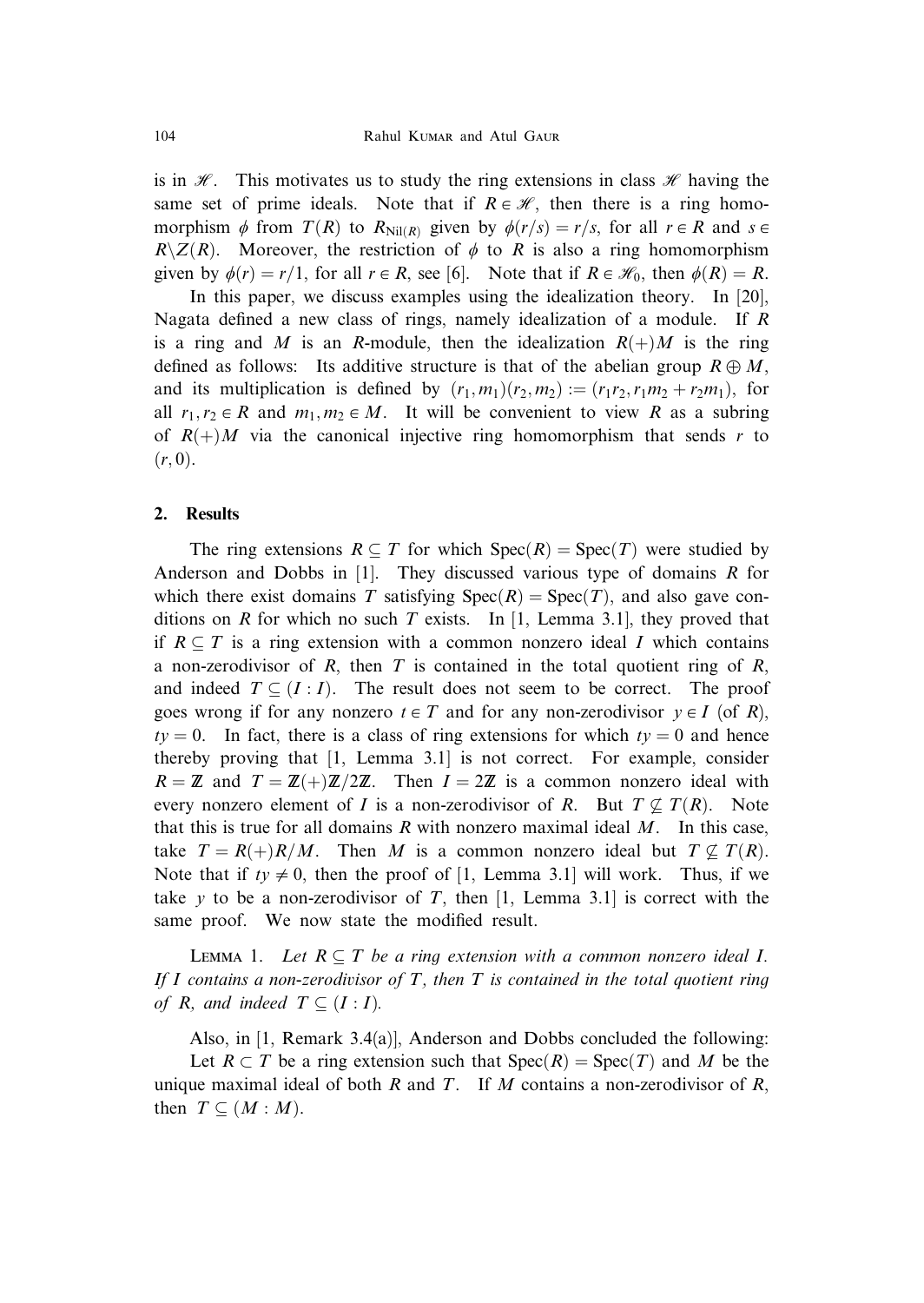is in $\mathscr{H}$. This motivates us to study the ring extensions in class $\mathscr{H}$ having the same set of prime ideals. Note that if $R \in \mathscr{H}$, then there is a ring homomorphism $\phi$ from $T(R)$ to $R_{\mathrm{Nil}(R)}$ given by $\phi(r/s) = r/s$, for all $r \in R$ and $s \in R \backslash Z(R)$. Moreover, the restriction of $\phi$ to $R$ is also a ring homomorphism given by $\phi(r) = r/1$, for all $r \in R$, see [6]. Note that if $R \in \mathscr{H}_0$, then $\phi(R) = R$.

In this paper, we discuss examples using the idealization theory. In [20], Nagata defined a new class of rings, namely idealization of a module. If $R$ is a ring and $M$ is an $R$-module, then the idealization $R(+)M$ is the ring defined as follows: Its additive structure is that of the abelian group $R \oplus M$, and its multiplication is defined by $(r_1, m_1)(r_2, m_2) := (r_1 r_2, r_1 m_2 + r_2 m_1)$, for all $r_1, r_2 \in R$ and $m_1, m_2 \in M$. It will be convenient to view $R$ as a subring of $R(+)M$ via the canonical injective ring homomorphism that sends $r$ to $(r, 0)$.

## 2. Results

The ring extensions $R \subseteq T$ for which $\mathrm{Spec}(R) = \mathrm{Spec}(T)$ were studied by Anderson and Dobbs in [1]. They discussed various type of domains $R$ for which there exist domains $T$ satisfying $\mathrm{Spec}(R) = \mathrm{Spec}(T)$, and also gave conditions on $R$ for which no such $T$ exists. In [1, Lemma 3.1], they proved that if $R \subseteq T$ is a ring extension with a common nonzero ideal $I$ which contains a non-zerodivisor of $R$, then $T$ is contained in the total quotient ring of $R$, and indeed $T \subseteq (I : I)$. The result does not seem to be correct. The proof goes wrong if for any nonzero $t \in T$ and for any non-zerodivisor $y \in I$ (of $R$), $ty = 0$. In fact, there is a class of ring extensions for which $ty = 0$ and hence thereby proving that [1, Lemma 3.1] is not correct. For example, consider $R = \mathbb{Z}$ and $T = \mathbb{Z}(+)\mathbb{Z}/2\mathbb{Z}$. Then $I = 2\mathbb{Z}$ is a common nonzero ideal with every nonzero element of $I$ is a non-zerodivisor of $R$. But $T \not\subseteq T(R)$. Note that this is true for all domains $R$ with nonzero maximal ideal $M$. In this case, take $T = R(+)R/M$. Then $M$ is a common nonzero ideal but $T \not\subseteq T(R)$. Note that if $ty \neq 0$, then the proof of [1, Lemma 3.1] will work. Thus, if we take $y$ to be a non-zerodivisor of $T$, then [1, Lemma 3.1] is correct with the same proof. We now state the modified result.

Lemma 1. *Let $R \subseteq T$ be a ring extension with a common nonzero ideal $I$. If $I$ contains a non-zerodivisor of $T$, then $T$ is contained in the total quotient ring of $R$, and indeed $T \subseteq (I : I)$.*

Also, in [1, Remark 3.4(a)], Anderson and Dobbs concluded the following:

Let $R \subset T$ be a ring extension such that $\mathrm{Spec}(R) = \mathrm{Spec}(T)$ and $M$ be the unique maximal ideal of both $R$ and $T$. If $M$ contains a non-zerodivisor of $R$, then $T \subseteq (M : M)$.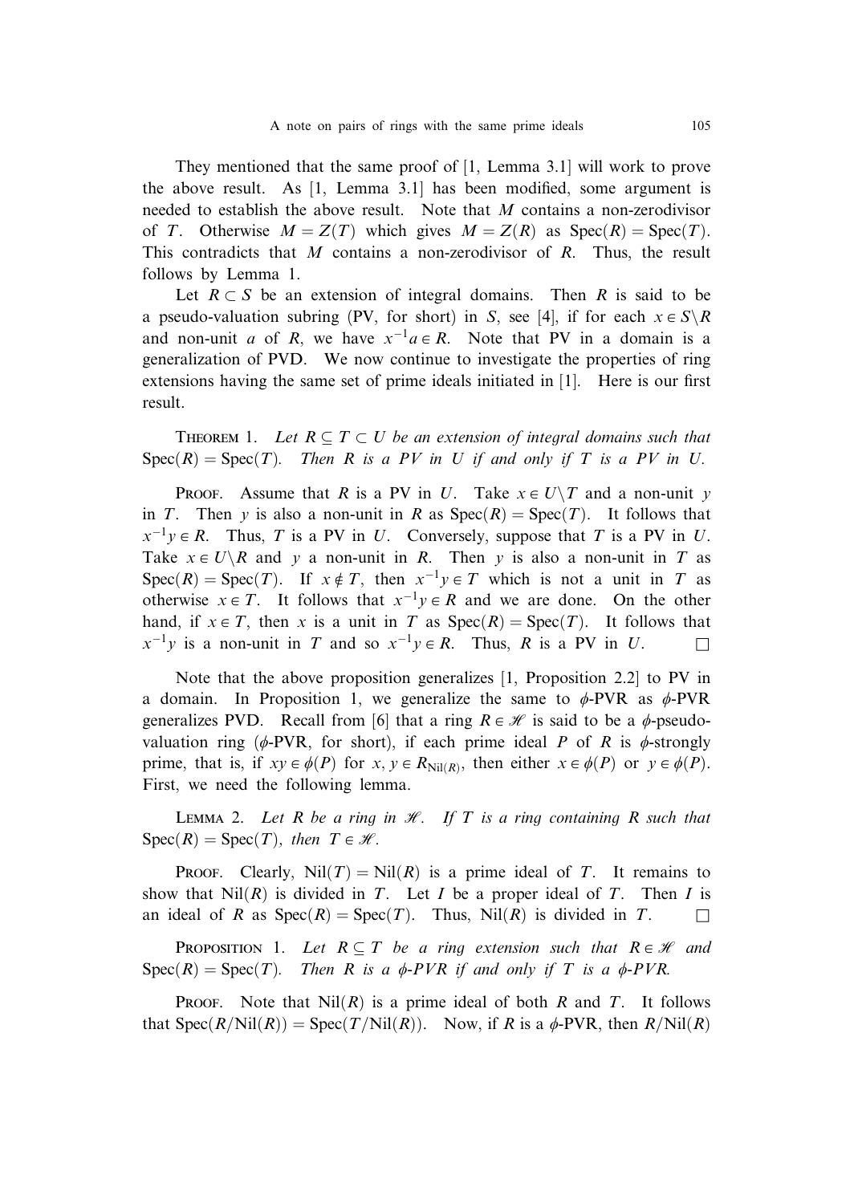They mentioned that the same proof of [1, Lemma 3.1] will work to prove the above result. As [1, Lemma 3.1] has been modified, some argument is needed to establish the above result. Note that $M$ contains a non-zerodivisor of $T$. Otherwise $M = Z(T)$ which gives $M = Z(R)$ as $\mathrm{Spec}(R) = \mathrm{Spec}(T)$. This contradicts that $M$ contains a non-zerodivisor of $R$. Thus, the result follows by Lemma 1.

Let $R \subset S$ be an extension of integral domains. Then $R$ is said to be a pseudo-valuation subring (PV, for short) in $S$, see [4], if for each $x \in S \setminus R$ and non-unit $a$ of $R$, we have $x^{-1}a \in R$. Note that PV in a domain is a generalization of PVD. We now continue to investigate the properties of ring extensions having the same set of prime ideals initiated in [1]. Here is our first result.

**Theorem 1.** *Let $R \subseteq T \subset U$ be an extension of integral domains such that $\mathrm{Spec}(R) = \mathrm{Spec}(T)$. Then $R$ is a PV in $U$ if and only if $T$ is a PV in $U$.*

**Proof.** Assume that $R$ is a PV in $U$. Take $x \in U \setminus T$ and a non-unit $y$ in $T$. Then $y$ is also a non-unit in $R$ as $\mathrm{Spec}(R) = \mathrm{Spec}(T)$. It follows that $x^{-1}y \in R$. Thus, $T$ is a PV in $U$. Conversely, suppose that $T$ is a PV in $U$. Take $x \in U \setminus R$ and $y$ a non-unit in $R$. Then $y$ is also a non-unit in $T$ as $\mathrm{Spec}(R) = \mathrm{Spec}(T)$. If $x \notin T$, then $x^{-1}y \in T$ which is not a unit in $T$ as otherwise $x \in T$. It follows that $x^{-1}y \in R$ and we are done. On the other hand, if $x \in T$, then $x$ is a unit in $T$ as $\mathrm{Spec}(R) = \mathrm{Spec}(T)$. It follows that $x^{-1}y$ is a non-unit in $T$ and so $x^{-1}y \in R$. Thus, $R$ is a PV in $U$. □

Note that the above proposition generalizes [1, Proposition 2.2] to PV in a domain. In Proposition 1, we generalize the same to $\phi$-PVR as $\phi$-PVR generalizes PVD. Recall from [6] that a ring $R \in \mathscr{H}$ is said to be a $\phi$-pseudo-valuation ring ($\phi$-PVR, for short), if each prime ideal $P$ of $R$ is $\phi$-strongly prime, that is, if $xy \in \phi(P)$ for $x, y \in R_{\mathrm{Nil}(R)}$, then either $x \in \phi(P)$ or $y \in \phi(P)$. First, we need the following lemma.

**Lemma 2.** *Let $R$ be a ring in $\mathscr{H}$. If $T$ is a ring containing $R$ such that $\mathrm{Spec}(R) = \mathrm{Spec}(T)$, then $T \in \mathscr{H}$.*

**Proof.** Clearly, $\mathrm{Nil}(T) = \mathrm{Nil}(R)$ is a prime ideal of $T$. It remains to show that $\mathrm{Nil}(R)$ is divided in $T$. Let $I$ be a proper ideal of $T$. Then $I$ is an ideal of $R$ as $\mathrm{Spec}(R) = \mathrm{Spec}(T)$. Thus, $\mathrm{Nil}(R)$ is divided in $T$. □

**Proposition 1.** *Let $R \subseteq T$ be a ring extension such that $R \in \mathscr{H}$ and $\mathrm{Spec}(R) = \mathrm{Spec}(T)$. Then $R$ is a $\phi$-PVR if and only if $T$ is a $\phi$-PVR.*

**Proof.** Note that $\mathrm{Nil}(R)$ is a prime ideal of both $R$ and $T$. It follows that $\mathrm{Spec}(R/\mathrm{Nil}(R)) = \mathrm{Spec}(T/\mathrm{Nil}(R))$. Now, if $R$ is a $\phi$-PVR, then $R/\mathrm{Nil}(R)$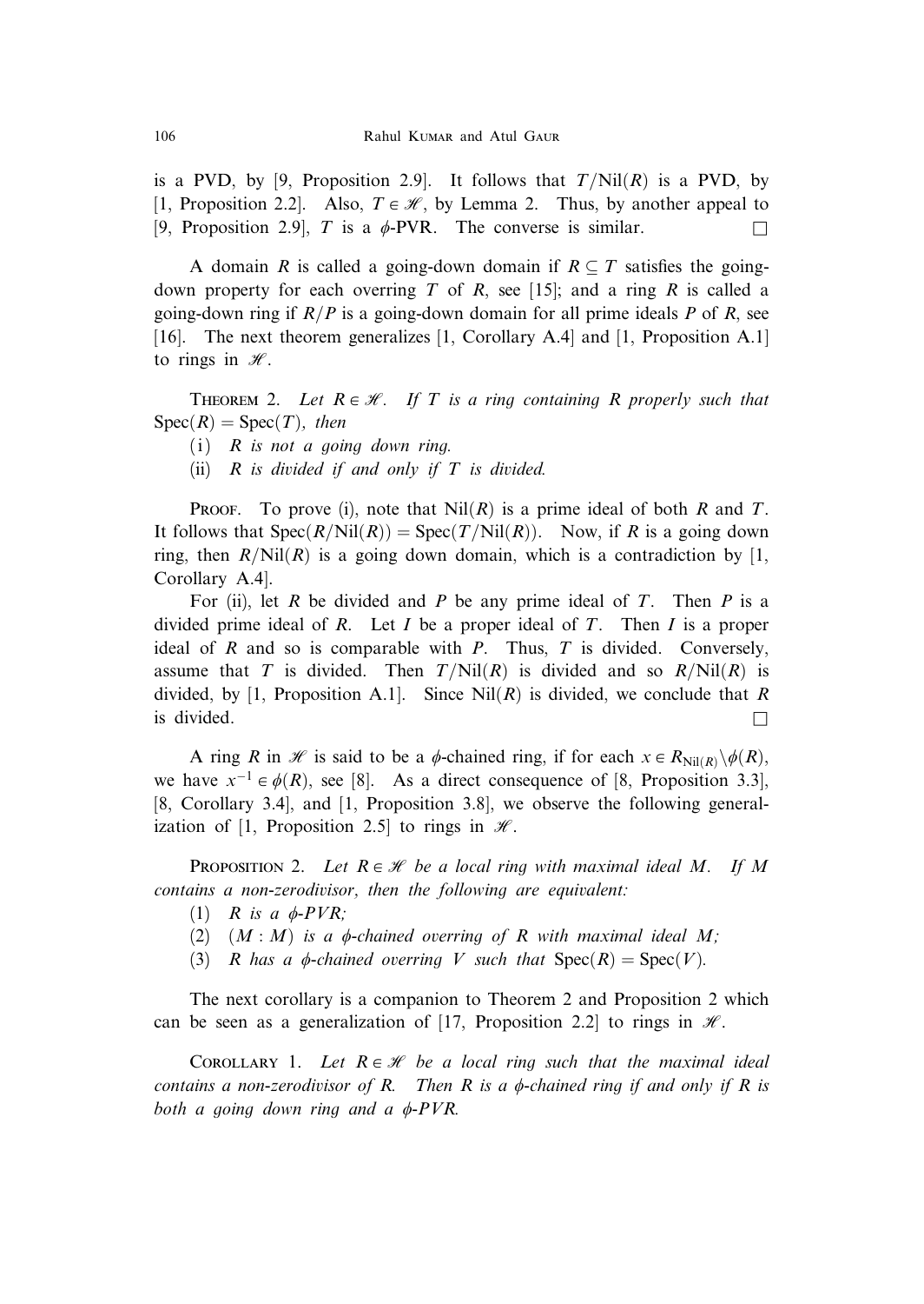is a PVD, by [9, Proposition 2.9]. It follows that $T/\mathrm{Nil}(R)$ is a PVD, by [1, Proposition 2.2]. Also, $T \in \mathscr{H}$, by Lemma 2. Thus, by another appeal to [9, Proposition 2.9], $T$ is a $\phi$-PVR. The converse is similar. $\square$

A domain $R$ is called a going-down domain if $R \subseteq T$ satisfies the going-down property for each overring $T$ of $R$, see [15]; and a ring $R$ is called a going-down ring if $R/P$ is a going-down domain for all prime ideals $P$ of $R$, see [16]. The next theorem generalizes [1, Corollary A.4] and [1, Proposition A.1] to rings in $\mathscr{H}$.

Theorem 2. *Let $R \in \mathscr{H}$. If $T$ is a ring containing $R$ properly such that $\mathrm{Spec}(R) = \mathrm{Spec}(T)$, then*

(i) *$R$ is not a going down ring.*

(ii) *$R$ is divided if and only if $T$ is divided.*

Proof. To prove (i), note that $\mathrm{Nil}(R)$ is a prime ideal of both $R$ and $T$. It follows that $\mathrm{Spec}(R/\mathrm{Nil}(R)) = \mathrm{Spec}(T/\mathrm{Nil}(R))$. Now, if $R$ is a going down ring, then $R/\mathrm{Nil}(R)$ is a going down domain, which is a contradiction by [1, Corollary A.4].

For (ii), let $R$ be divided and $P$ be any prime ideal of $T$. Then $P$ is a divided prime ideal of $R$. Let $I$ be a proper ideal of $T$. Then $I$ is a proper ideal of $R$ and so is comparable with $P$. Thus, $T$ is divided. Conversely, assume that $T$ is divided. Then $T/\mathrm{Nil}(R)$ is divided and so $R/\mathrm{Nil}(R)$ is divided, by [1, Proposition A.1]. Since $\mathrm{Nil}(R)$ is divided, we conclude that $R$ is divided. $\square$

A ring $R$ in $\mathscr{H}$ is said to be a $\phi$-chained ring, if for each $x \in R_{\mathrm{Nil}(R)} \backslash \phi(R)$, we have $x^{-1} \in \phi(R)$, see [8]. As a direct consequence of [8, Proposition 3.3], [8, Corollary 3.4], and [1, Proposition 3.8], we observe the following generalization of [1, Proposition 2.5] to rings in $\mathscr{H}$.

Proposition 2. *Let $R \in \mathscr{H}$ be a local ring with maximal ideal $M$. If $M$ contains a non-zerodivisor, then the following are equivalent:*

(1) *$R$ is a $\phi$-PVR;*

(2) *$(M : M)$ is a $\phi$-chained overring of $R$ with maximal ideal $M$;*

(3) *$R$ has a $\phi$-chained overring $V$ such that $\mathrm{Spec}(R) = \mathrm{Spec}(V)$.*

The next corollary is a companion to Theorem 2 and Proposition 2 which can be seen as a generalization of [17, Proposition 2.2] to rings in $\mathscr{H}$.

Corollary 1. *Let $R \in \mathscr{H}$ be a local ring such that the maximal ideal contains a non-zerodivisor of $R$. Then $R$ is a $\phi$-chained ring if and only if $R$ is both a going down ring and a $\phi$-PVR.*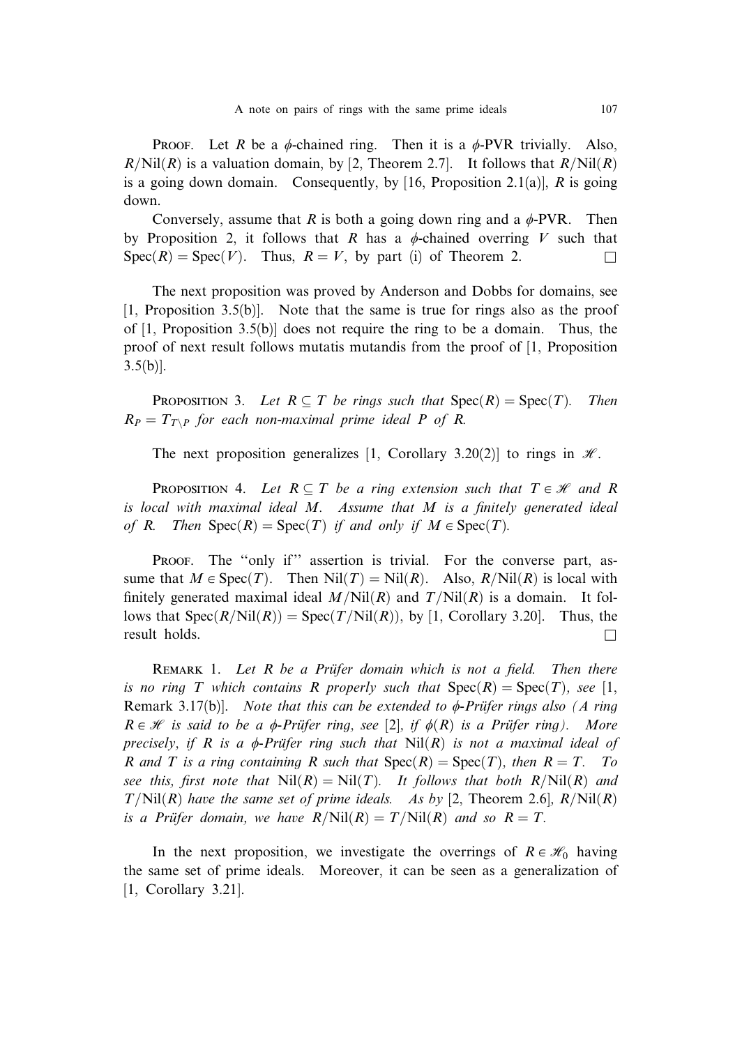Proof. Let $R$ be a $\phi$-chained ring. Then it is a $\phi$-PVR trivially. Also, $R/\mathrm{Nil}(R)$ is a valuation domain, by [2, Theorem 2.7]. It follows that $R/\mathrm{Nil}(R)$ is a going down domain. Consequently, by [16, Proposition 2.1(a)], $R$ is going down.

Conversely, assume that $R$ is both a going down ring and a $\phi$-PVR. Then by Proposition 2, it follows that $R$ has a $\phi$-chained overring $V$ such that $\mathrm{Spec}(R) = \mathrm{Spec}(V)$. Thus, $R = V$, by part (i) of Theorem 2. $\square$

The next proposition was proved by Anderson and Dobbs for domains, see [1, Proposition 3.5(b)]. Note that the same is true for rings also as the proof of [1, Proposition 3.5(b)] does not require the ring to be a domain. Thus, the proof of next result follows mutatis mutandis from the proof of [1, Proposition 3.5(b)].

Proposition 3. *Let $R \subseteq T$ be rings such that $\mathrm{Spec}(R) = \mathrm{Spec}(T)$. Then $R_P = T_{T \setminus P}$ for each non-maximal prime ideal $P$ of $R$.*

The next proposition generalizes [1, Corollary 3.20(2)] to rings in $\mathscr{H}$.

Proposition 4. *Let $R \subseteq T$ be a ring extension such that $T \in \mathscr{H}$ and $R$ is local with maximal ideal $M$. Assume that $M$ is a finitely generated ideal of $R$. Then $\mathrm{Spec}(R) = \mathrm{Spec}(T)$ if and only if $M \in \mathrm{Spec}(T)$.*

Proof. The "only if" assertion is trivial. For the converse part, assume that $M \in \mathrm{Spec}(T)$. Then $\mathrm{Nil}(T) = \mathrm{Nil}(R)$. Also, $R/\mathrm{Nil}(R)$ is local with finitely generated maximal ideal $M/\mathrm{Nil}(R)$ and $T/\mathrm{Nil}(R)$ is a domain. It follows that $\mathrm{Spec}(R/\mathrm{Nil}(R)) = \mathrm{Spec}(T/\mathrm{Nil}(R))$, by [1, Corollary 3.20]. Thus, the result holds. $\square$

Remark 1. *Let $R$ be a Prüfer domain which is not a field. Then there is no ring $T$ which contains $R$ properly such that $\mathrm{Spec}(R) = \mathrm{Spec}(T)$, see* [1, Remark 3.17(b)]. *Note that this can be extended to $\phi$-Prüfer rings also (A ring $R \in \mathscr{H}$ is said to be a $\phi$-Prüfer ring, see* [2], *if $\phi(R)$ is a Prüfer ring). More precisely, if $R$ is a $\phi$-Prüfer ring such that $\mathrm{Nil}(R)$ is not a maximal ideal of $R$ and $T$ is a ring containing $R$ such that $\mathrm{Spec}(R) = \mathrm{Spec}(T)$, then $R = T$. To see this, first note that $\mathrm{Nil}(R) = \mathrm{Nil}(T)$. It follows that both $R/\mathrm{Nil}(R)$ and $T/\mathrm{Nil}(R)$ have the same set of prime ideals. As by* [2, Theorem 2.6], *$R/\mathrm{Nil}(R)$ is a Prüfer domain, we have $R/\mathrm{Nil}(R) = T/\mathrm{Nil}(R)$ and so $R = T$.*

In the next proposition, we investigate the overrings of $R \in \mathscr{H}_0$ having the same set of prime ideals. Moreover, it can be seen as a generalization of [1, Corollary 3.21].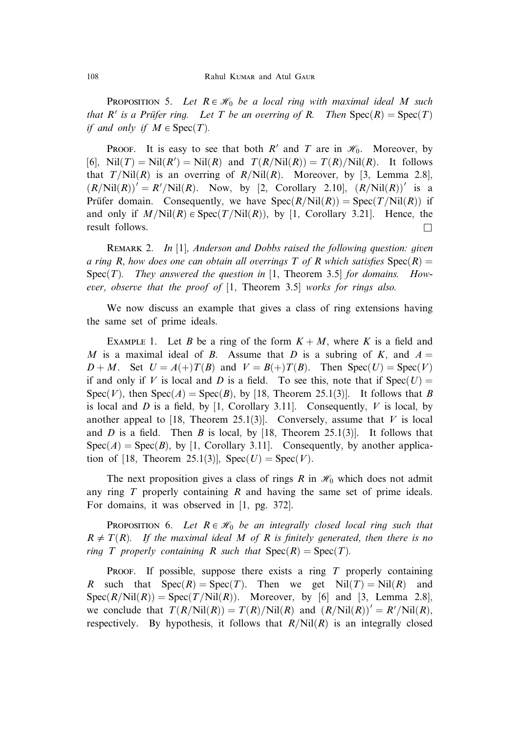**Proposition 5.** *Let $R \in \mathscr{H}_0$ be a local ring with maximal ideal $M$ such that $R'$ is a Prüfer ring. Let $T$ be an overring of $R$. Then* $\operatorname{Spec}(R) = \operatorname{Spec}(T)$ *if and only if* $M \in \operatorname{Spec}(T)$.

**Proof.** It is easy to see that both $R'$ and $T$ are in $\mathscr{H}_0$. Moreover, by [6], $\operatorname{Nil}(T) = \operatorname{Nil}(R') = \operatorname{Nil}(R)$ and $T(R/\operatorname{Nil}(R)) = T(R)/\operatorname{Nil}(R)$. It follows that $T/\operatorname{Nil}(R)$ is an overring of $R/\operatorname{Nil}(R)$. Moreover, by [3, Lemma 2.8], $(R/\operatorname{Nil}(R))' = R'/\operatorname{Nil}(R)$. Now, by [2, Corollary 2.10], $(R/\operatorname{Nil}(R))'$ is a Prüfer domain. Consequently, we have $\operatorname{Spec}(R/\operatorname{Nil}(R)) = \operatorname{Spec}(T/\operatorname{Nil}(R))$ if and only if $M/\operatorname{Nil}(R) \in \operatorname{Spec}(T/\operatorname{Nil}(R))$, by [1, Corollary 3.21]. Hence, the result follows. $\square$

**Remark 2.** *In* [1], *Anderson and Dobbs raised the following question: given a ring $R$, how does one can obtain all overrings $T$ of $R$ which satisfies* $\operatorname{Spec}(R) = \operatorname{Spec}(T)$. *They answered the question in* [1, Theorem 3.5] *for domains. However, observe that the proof of* [1, Theorem 3.5] *works for rings also.*

We now discuss an example that gives a class of ring extensions having the same set of prime ideals.

**Example 1.** Let $B$ be a ring of the form $K + M$, where $K$ is a field and $M$ is a maximal ideal of $B$. Assume that $D$ is a subring of $K$, and $A = D + M$. Set $U = A(+)T(B)$ and $V = B(+)T(B)$. Then $\operatorname{Spec}(U) = \operatorname{Spec}(V)$ if and only if $V$ is local and $D$ is a field. To see this, note that if $\operatorname{Spec}(U) = \operatorname{Spec}(V)$, then $\operatorname{Spec}(A) = \operatorname{Spec}(B)$, by [18, Theorem 25.1(3)]. It follows that $B$ is local and $D$ is a field, by [1, Corollary 3.11]. Consequently, $V$ is local, by another appeal to [18, Theorem 25.1(3)]. Conversely, assume that $V$ is local and $D$ is a field. Then $B$ is local, by [18, Theorem 25.1(3)]. It follows that $\operatorname{Spec}(A) = \operatorname{Spec}(B)$, by [1, Corollary 3.11]. Consequently, by another application of [18, Theorem 25.1(3)], $\operatorname{Spec}(U) = \operatorname{Spec}(V)$.

The next proposition gives a class of rings $R$ in $\mathscr{H}_0$ which does not admit any ring $T$ properly containing $R$ and having the same set of prime ideals. For domains, it was observed in [1, pg. 372].

**Proposition 6.** *Let $R \in \mathscr{H}_0$ be an integrally closed local ring such that $R \neq T(R)$. If the maximal ideal $M$ of $R$ is finitely generated, then there is no ring $T$ properly containing $R$ such that* $\operatorname{Spec}(R) = \operatorname{Spec}(T)$.

**Proof.** If possible, suppose there exists a ring $T$ properly containing $R$ such that $\operatorname{Spec}(R) = \operatorname{Spec}(T)$. Then we get $\operatorname{Nil}(T) = \operatorname{Nil}(R)$ and $\operatorname{Spec}(R/\operatorname{Nil}(R)) = \operatorname{Spec}(T/\operatorname{Nil}(R))$. Moreover, by [6] and [3, Lemma 2.8], we conclude that $T(R/\operatorname{Nil}(R)) = T(R)/\operatorname{Nil}(R)$ and $(R/\operatorname{Nil}(R))' = R'/\operatorname{Nil}(R)$, respectively. By hypothesis, it follows that $R/\operatorname{Nil}(R)$ is an integrally closed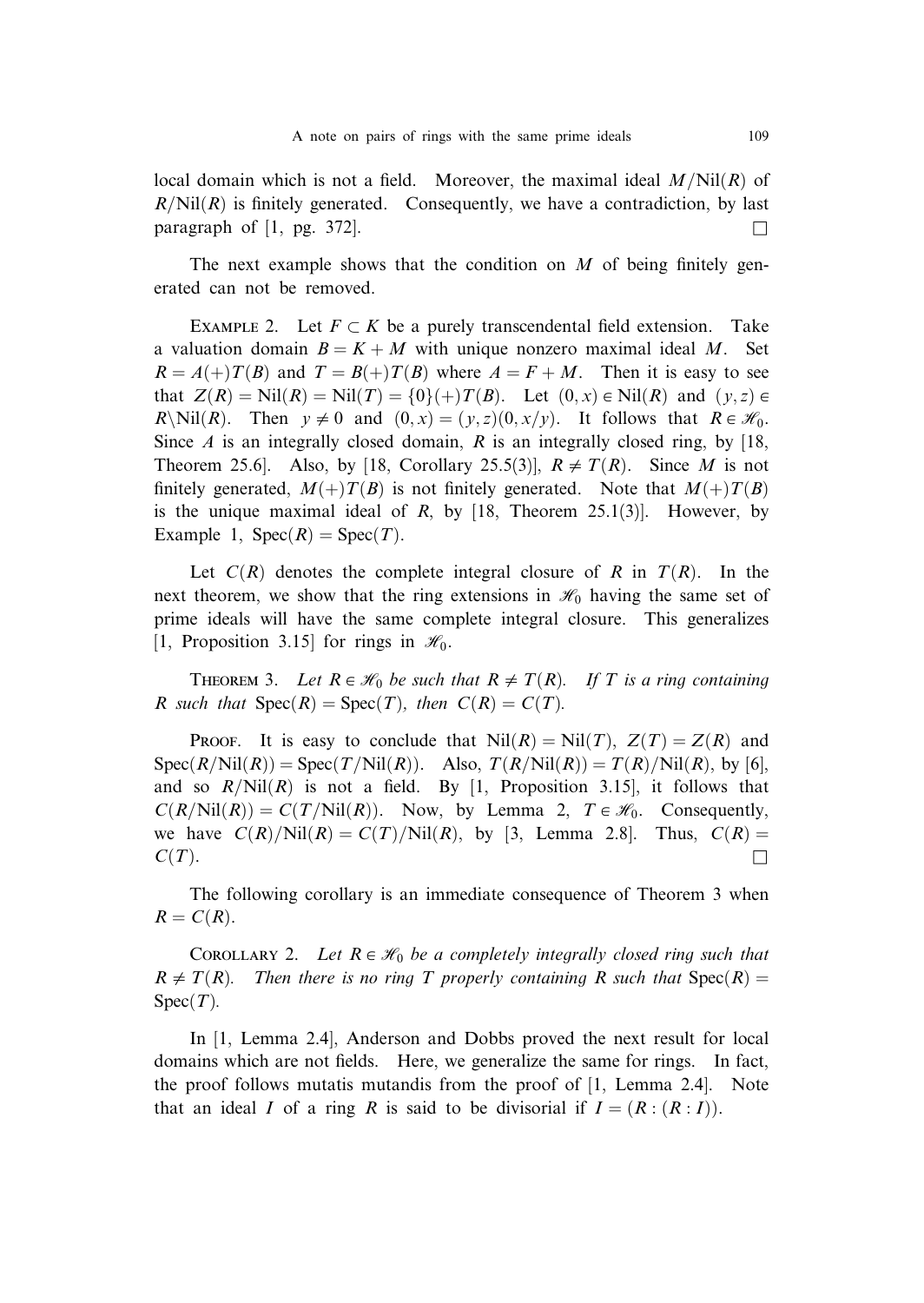local domain which is not a field. Moreover, the maximal ideal $M/\mathrm{Nil}(R)$ of $R/\mathrm{Nil}(R)$ is finitely generated. Consequently, we have a contradiction, by last paragraph of [1, pg. 372]. $\square$

The next example shows that the condition on $M$ of being finitely generated can not be removed.

Example 2. Let $F \subset K$ be a purely transcendental field extension. Take a valuation domain $B = K + M$ with unique nonzero maximal ideal $M$. Set $R = A(+)T(B)$ and $T = B(+)T(B)$ where $A = F + M$. Then it is easy to see that $Z(R) = \mathrm{Nil}(R) = \mathrm{Nil}(T) = \{0\}(+)T(B)$. Let $(0, x) \in \mathrm{Nil}(R)$ and $(y, z) \in R \backslash \mathrm{Nil}(R)$. Then $y \neq 0$ and $(0, x) = (y, z)(0, x/y)$. It follows that $R \in \mathscr{H}_0$. Since $A$ is an integrally closed domain, $R$ is an integrally closed ring, by [18, Theorem 25.6]. Also, by [18, Corollary 25.5(3)], $R \neq T(R)$. Since $M$ is not finitely generated, $M(+)T(B)$ is not finitely generated. Note that $M(+)T(B)$ is the unique maximal ideal of $R$, by [18, Theorem 25.1(3)]. However, by Example 1, $\mathrm{Spec}(R) = \mathrm{Spec}(T)$.

Let $C(R)$ denotes the complete integral closure of $R$ in $T(R)$. In the next theorem, we show that the ring extensions in $\mathscr{H}_0$ having the same set of prime ideals will have the same complete integral closure. This generalizes [1, Proposition 3.15] for rings in $\mathscr{H}_0$.

Theorem 3. *Let $R \in \mathscr{H}_0$ be such that $R \neq T(R)$. If $T$ is a ring containing $R$ such that $\mathrm{Spec}(R) = \mathrm{Spec}(T)$, then $C(R) = C(T)$.*

Proof. It is easy to conclude that $\mathrm{Nil}(R) = \mathrm{Nil}(T)$, $Z(T) = Z(R)$ and $\mathrm{Spec}(R/\mathrm{Nil}(R)) = \mathrm{Spec}(T/\mathrm{Nil}(R))$. Also, $T(R/\mathrm{Nil}(R)) = T(R)/\mathrm{Nil}(R)$, by [6], and so $R/\mathrm{Nil}(R)$ is not a field. By [1, Proposition 3.15], it follows that $C(R/\mathrm{Nil}(R)) = C(T/\mathrm{Nil}(R))$. Now, by Lemma 2, $T \in \mathscr{H}_0$. Consequently, we have $C(R)/\mathrm{Nil}(R) = C(T)/\mathrm{Nil}(R)$, by [3, Lemma 2.8]. Thus, $C(R) = C(T)$. $\square$

The following corollary is an immediate consequence of Theorem 3 when $R = C(R)$.

Corollary 2. *Let $R \in \mathscr{H}_0$ be a completely integrally closed ring such that $R \neq T(R)$. Then there is no ring $T$ properly containing $R$ such that $\mathrm{Spec}(R) = \mathrm{Spec}(T)$.*

In [1, Lemma 2.4], Anderson and Dobbs proved the next result for local domains which are not fields. Here, we generalize the same for rings. In fact, the proof follows mutatis mutandis from the proof of [1, Lemma 2.4]. Note that an ideal $I$ of a ring $R$ is said to be divisorial if $I = (R : (R : I))$.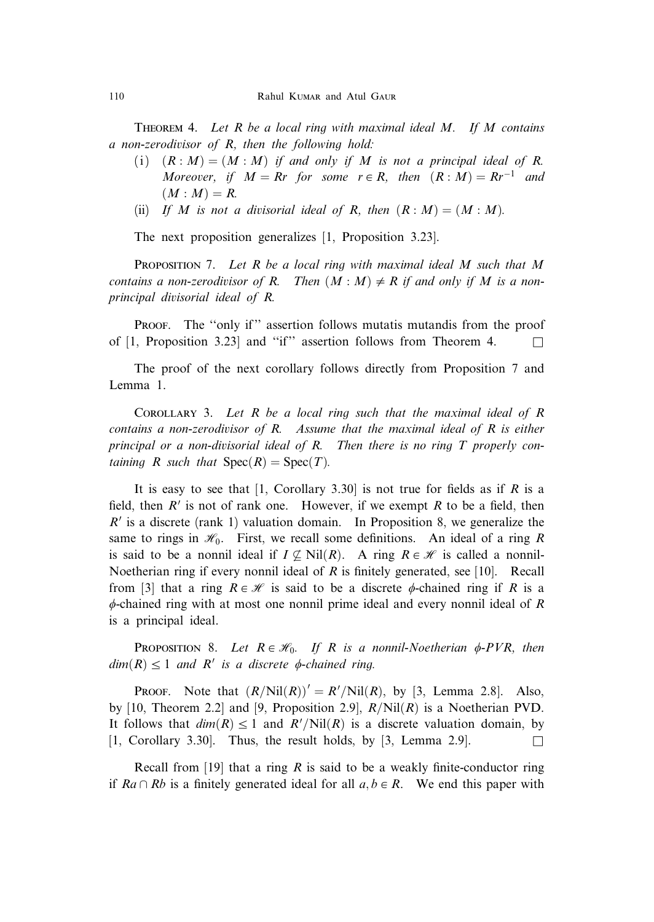**Theorem 4.** *Let $R$ be a local ring with maximal ideal $M$. If $M$ contains a non-zerodivisor of $R$, then the following hold:*

(i) *$(R : M) = (M : M)$ if and only if $M$ is not a principal ideal of $R$. Moreover, if $M = Rr$ for some $r \in R$, then $(R : M) = Rr^{-1}$ and $(M : M) = R$.*

(ii) *If $M$ is not a divisorial ideal of $R$, then $(R : M) = (M : M)$.*

The next proposition generalizes [1, Proposition 3.23].

**Proposition 7.** *Let $R$ be a local ring with maximal ideal $M$ such that $M$ contains a non-zerodivisor of $R$. Then $(M : M) \neq R$ if and only if $M$ is a non-principal divisorial ideal of $R$.*

**Proof.** The "only if" assertion follows mutatis mutandis from the proof of [1, Proposition 3.23] and "if" assertion follows from Theorem 4. $\square$

The proof of the next corollary follows directly from Proposition 7 and Lemma 1.

**Corollary 3.** *Let $R$ be a local ring such that the maximal ideal of $R$ contains a non-zerodivisor of $R$. Assume that the maximal ideal of $R$ is either principal or a non-divisorial ideal of $R$. Then there is no ring $T$ properly containing $R$ such that $\mathrm{Spec}(R) = \mathrm{Spec}(T)$.*

It is easy to see that [1, Corollary 3.30] is not true for fields as if $R$ is a field, then $R'$ is not of rank one. However, if we exempt $R$ to be a field, then $R'$ is a discrete (rank 1) valuation domain. In Proposition 8, we generalize the same to rings in $\mathcal{H}_0$. First, we recall some definitions. An ideal of a ring $R$ is said to be a nonnil ideal if $I \not\subseteq \mathrm{Nil}(R)$. A ring $R \in \mathcal{H}$ is called a nonnil-Noetherian ring if every nonnil ideal of $R$ is finitely generated, see [10]. Recall from [3] that a ring $R \in \mathcal{H}$ is said to be a discrete $\phi$-chained ring if $R$ is a $\phi$-chained ring with at most one nonnil prime ideal and every nonnil ideal of $R$ is a principal ideal.

**Proposition 8.** *Let $R \in \mathcal{H}_0$. If $R$ is a nonnil-Noetherian $\phi$-PVR, then $dim(R) \leq 1$ and $R'$ is a discrete $\phi$-chained ring.*

**Proof.** Note that $(R/\mathrm{Nil}(R))' = R'/\mathrm{Nil}(R)$, by [3, Lemma 2.8]. Also, by [10, Theorem 2.2] and [9, Proposition 2.9], $R/\mathrm{Nil}(R)$ is a Noetherian PVD. It follows that $dim(R) \leq 1$ and $R'/\mathrm{Nil}(R)$ is a discrete valuation domain, by [1, Corollary 3.30]. Thus, the result holds, by [3, Lemma 2.9]. $\square$

Recall from [19] that a ring $R$ is said to be a weakly finite-conductor ring if $Ra \cap Rb$ is a finitely generated ideal for all $a, b \in R$. We end this paper with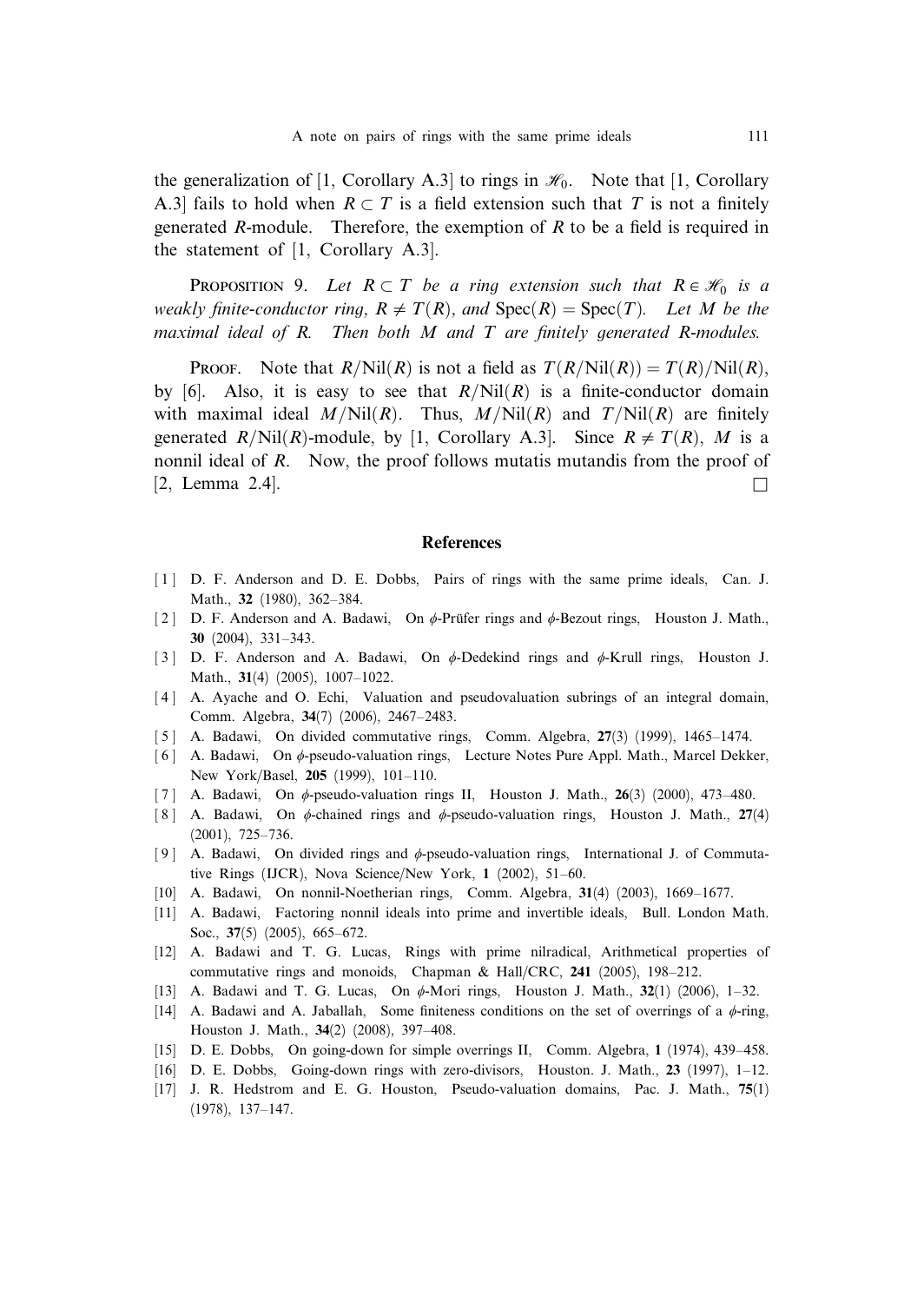the generalization of [1, Corollary A.3] to rings in $\mathcal{H}_0$. Note that [1, Corollary A.3] fails to hold when $R \subset T$ is a field extension such that $T$ is not a finitely generated $R$-module. Therefore, the exemption of $R$ to be a field is required in the statement of [1, Corollary A.3].

Proposition 9. *Let $R \subset T$ be a ring extension such that $R \in \mathcal{H}_0$ is a weakly finite-conductor ring, $R \neq T(R)$, and $\mathrm{Spec}(R) = \mathrm{Spec}(T)$. Let $M$ be the maximal ideal of $R$. Then both $M$ and $T$ are finitely generated $R$-modules.*

Proof. Note that $R/\mathrm{Nil}(R)$ is not a field as $T(R/\mathrm{Nil}(R)) = T(R)/\mathrm{Nil}(R)$, by [6]. Also, it is easy to see that $R/\mathrm{Nil}(R)$ is a finite-conductor domain with maximal ideal $M/\mathrm{Nil}(R)$. Thus, $M/\mathrm{Nil}(R)$ and $T/\mathrm{Nil}(R)$ are finitely generated $R/\mathrm{Nil}(R)$-module, by [1, Corollary A.3]. Since $R \neq T(R)$, $M$ is a nonnil ideal of $R$. Now, the proof follows mutatis mutandis from the proof of [2, Lemma 2.4]. □

## References

[1] D. F. Anderson and D. E. Dobbs, Pairs of rings with the same prime ideals, Can. J. Math., **32** (1980), 362–384.

[2] D. F. Anderson and A. Badawi, On $\phi$-Prüfer rings and $\phi$-Bezout rings, Houston J. Math., **30** (2004), 331–343.

[3] D. F. Anderson and A. Badawi, On $\phi$-Dedekind rings and $\phi$-Krull rings, Houston J. Math., **31**(4) (2005), 1007–1022.

[4] A. Ayache and O. Echi, Valuation and pseudovaluation subrings of an integral domain, Comm. Algebra, **34**(7) (2006), 2467–2483.

[5] A. Badawi, On divided commutative rings, Comm. Algebra, **27**(3) (1999), 1465–1474.

[6] A. Badawi, On $\phi$-pseudo-valuation rings, Lecture Notes Pure Appl. Math., Marcel Dekker, New York/Basel, **205** (1999), 101–110.

[7] A. Badawi, On $\phi$-pseudo-valuation rings II, Houston J. Math., **26**(3) (2000), 473–480.

[8] A. Badawi, On $\phi$-chained rings and $\phi$-pseudo-valuation rings, Houston J. Math., **27**(4) (2001), 725–736.

[9] A. Badawi, On divided rings and $\phi$-pseudo-valuation rings, International J. of Commutative Rings (IJCR), Nova Science/New York, **1** (2002), 51–60.

[10] A. Badawi, On nonnil-Noetherian rings, Comm. Algebra, **31**(4) (2003), 1669–1677.

[11] A. Badawi, Factoring nonnil ideals into prime and invertible ideals, Bull. London Math. Soc., **37**(5) (2005), 665–672.

[12] A. Badawi and T. G. Lucas, Rings with prime nilradical, Arithmetical properties of commutative rings and monoids, Chapman & Hall/CRC, **241** (2005), 198–212.

[13] A. Badawi and T. G. Lucas, On $\phi$-Mori rings, Houston J. Math., **32**(1) (2006), 1–32.

[14] A. Badawi and A. Jaballah, Some finiteness conditions on the set of overrings of a $\phi$-ring, Houston J. Math., **34**(2) (2008), 397–408.

[15] D. E. Dobbs, On going-down for simple overrings II, Comm. Algebra, **1** (1974), 439–458.

[16] D. E. Dobbs, Going-down rings with zero-divisors, Houston. J. Math., **23** (1997), 1–12.

[17] J. R. Hedstrom and E. G. Houston, Pseudo-valuation domains, Pac. J. Math., **75**(1) (1978), 137–147.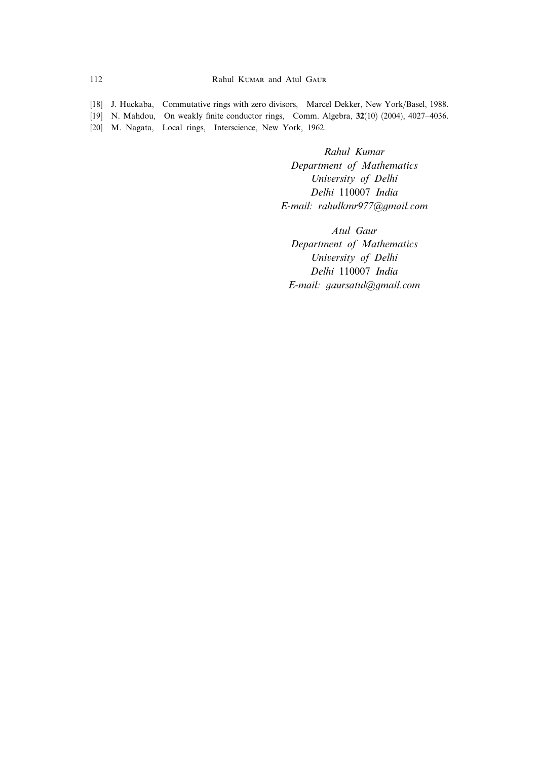[18] J. Huckaba, Commutative rings with zero divisors, Marcel Dekker, New York/Basel, 1988.

[19] N. Mahdou, On weakly finite conductor rings, Comm. Algebra, **32**(10) (2004), 4027–4036.

[20] M. Nagata, Local rings, Interscience, New York, 1962.

*Rahul Kumar*
*Department of Mathematics*
*University of Delhi*
*Delhi* 110007 *India*
*E-mail: rahulkmr977@gmail.com*

*Atul Gaur*
*Department of Mathematics*
*University of Delhi*
*Delhi* 110007 *India*
*E-mail: gaursatul@gmail.com*